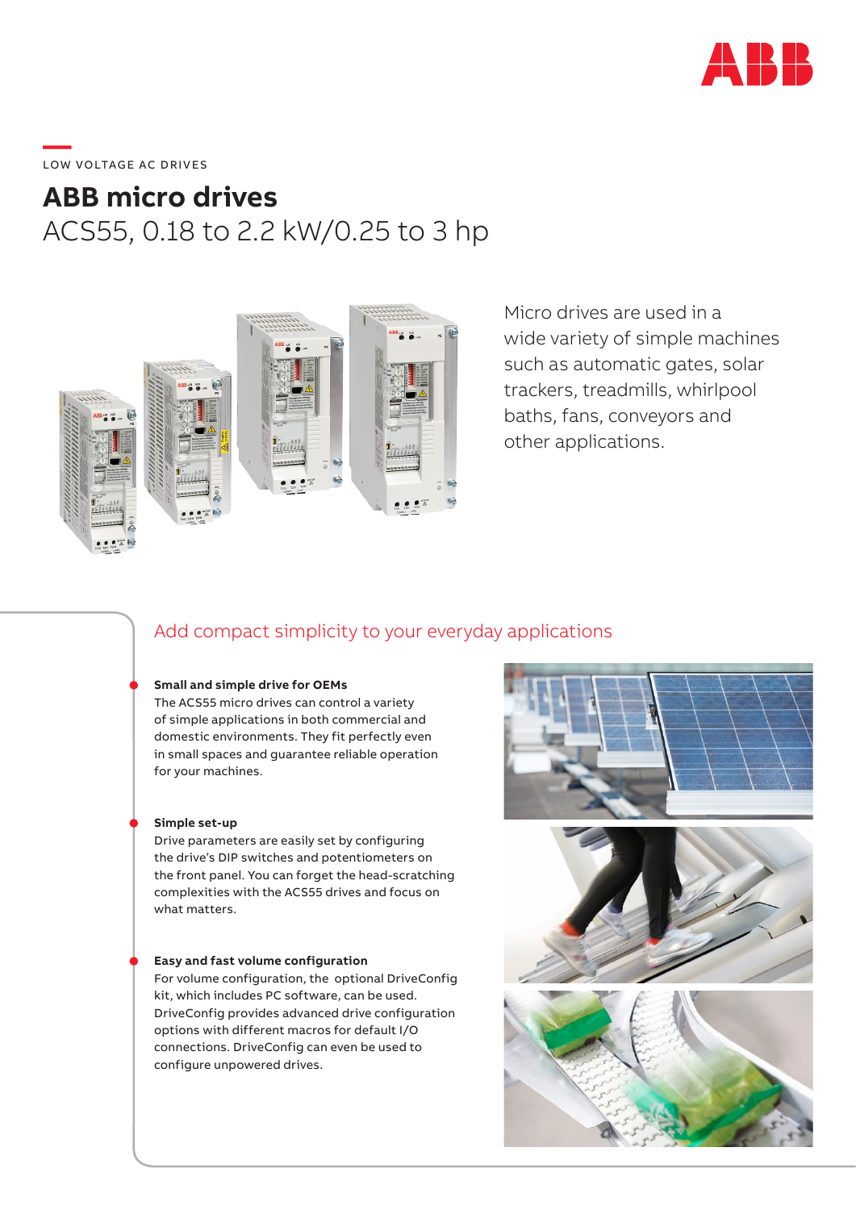LOW VOLTAGE AC DRIVES

# ABB micro drives

## ACS55, 0.18 to 2.2 kW/0.25 to 3 hp

Micro drives are used in a wide variety of simple machines such as automatic gates, solar trackers, treadmills, whirlpool baths, fans, conveyors and other applications.

## Add compact simplicity to your everyday applications

**Small and simple drive for OEMs**
The ACS55 micro drives can control a variety of simple applications in both commercial and domestic environments. They fit perfectly even in small spaces and guarantee reliable operation for your machines.

**Simple set-up**
Drive parameters are easily set by configuring the drive's DIP switches and potentiometers on the front panel. You can forget the head-scratching complexities with the ACS55 drives and focus on what matters.

**Easy and fast volume configuration**
For volume configuration, the optional DriveConfig kit, which includes PC software, can be used. DriveConfig provides advanced drive configuration options with different macros for default I/O connections. DriveConfig can even be used to configure unpowered drives.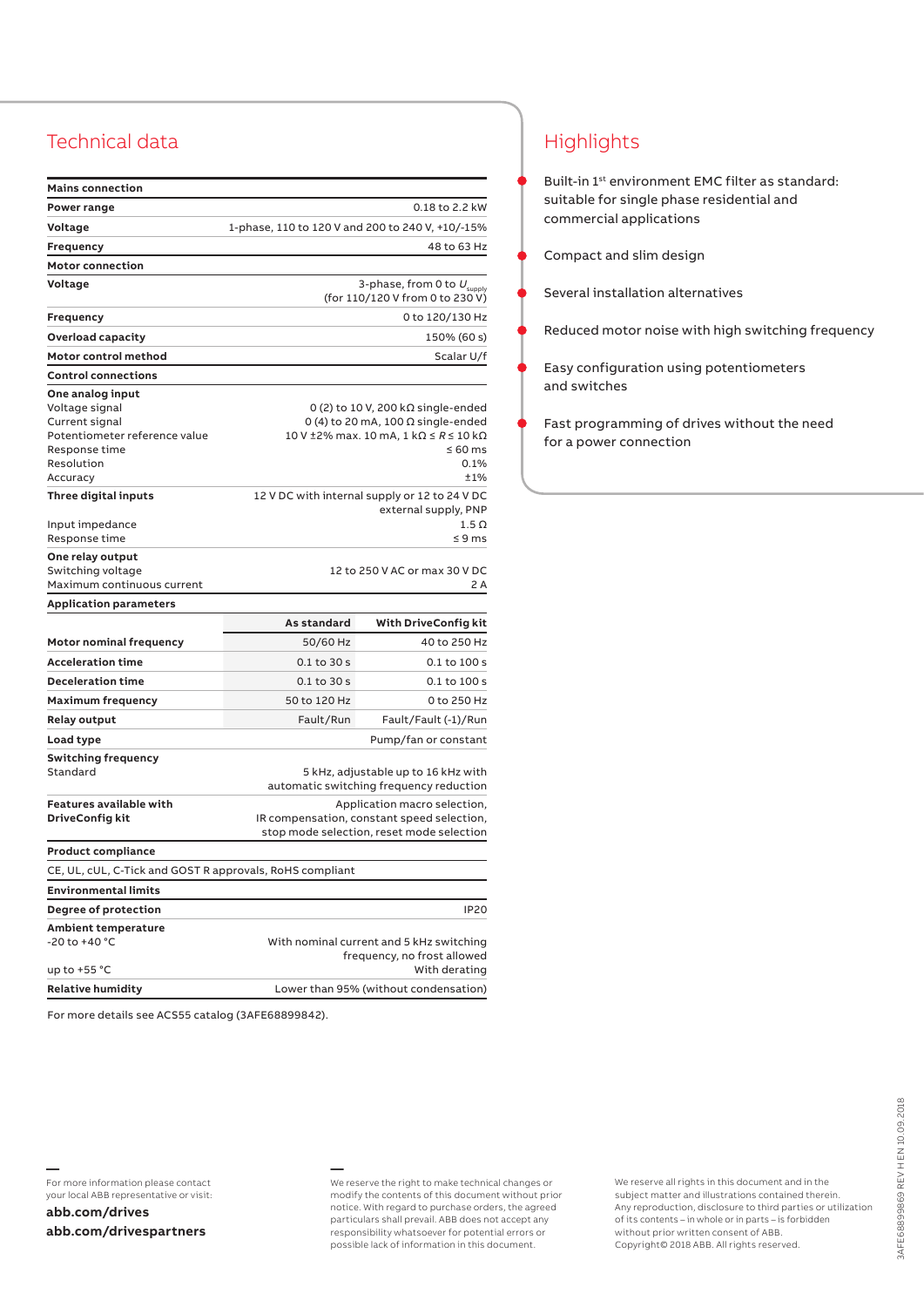## Technical data

| | | |
|---|---|---|
| **Mains connection** | | |
| **Power range** | | 0.18 to 2.2 kW |
| **Voltage** | | 1-phase, 110 to 120 V and 200 to 240 V, +10/-15% |
| **Frequency** | | 48 to 63 Hz |
| **Motor connection** | | |
| **Voltage** | | 3-phase, from 0 to $U_{supply}$ (for 110/120 V from 0 to 230 V) |
| **Frequency** | | 0 to 120/130 Hz |
| **Overload capacity** | | 150% (60 s) |
| **Motor control method** | | Scalar U/f |
| **Control connections** | | |
| **One analog input** | | |
| Voltage signal | | 0 (2) to 10 V, 200 kΩ single-ended |
| Current signal | | 0 (4) to 20 mA, 100 Ω single-ended |
| Potentiometer reference value | | 10 V ±2% max. 10 mA, 1 kΩ ≤ R ≤ 10 kΩ |
| Response time | | ≤ 60 ms |
| Resolution | | 0.1% |
| Accuracy | | ±1% |
| **Three digital inputs** | | 12 V DC with internal supply or 12 to 24 V DC external supply, PNP |
| Input impedance | | 1.5 Ω |
| Response time | | ≤ 9 ms |
| **One relay output** | | |
| Switching voltage | | 12 to 250 V AC or max 30 V DC |
| Maximum continuous current | | 2 A |
| **Application parameters** | | |
| | **As standard** | **With DriveConfig kit** |
| **Motor nominal frequency** | 50/60 Hz | 40 to 250 Hz |
| **Acceleration time** | 0.1 to 30 s | 0.1 to 100 s |
| **Deceleration time** | 0.1 to 30 s | 0.1 to 100 s |
| **Maximum frequency** | 50 to 120 Hz | 0 to 250 Hz |
| **Relay output** | Fault/Run | Fault/Fault (-1)/Run |
| **Load type** | | Pump/fan or constant |
| **Switching frequency** | | |
| Standard | | 5 kHz, adjustable up to 16 kHz with automatic switching frequency reduction |
| **Features available with DriveConfig kit** | | Application macro selection, IR compensation, constant speed selection, stop mode selection, reset mode selection |
| **Product compliance** | | |
| CE, UL, cUL, C-Tick and GOST R approvals, RoHS compliant | | |
| **Environmental limits** | | |
| **Degree of protection** | | IP20 |
| **Ambient temperature** | | |
| -20 to +40 °C | | With nominal current and 5 kHz switching frequency, no frost allowed |
| up to +55 °C | | With derating |
| **Relative humidity** | | Lower than 95% (without condensation) |

For more details see ACS55 catalog (3AFE68899842).

## Highlights

- Built-in 1st environment EMC filter as standard: suitable for single phase residential and commercial applications
- Compact and slim design
- Several installation alternatives
- Reduced motor noise with high switching frequency
- Easy configuration using potentiometers and switches
- Fast programming of drives without the need for a power connection

—

For more information please contact your local ABB representative or visit:

**abb.com/drives**
**abb.com/drivespartners**

—

We reserve the right to make technical changes or modify the contents of this document without prior notice. With regard to purchase orders, the agreed particulars shall prevail. ABB does not accept any responsibility whatsoever for potential errors or possible lack of information in this document.

We reserve all rights in this document and in the subject matter and illustrations contained therein. Any reproduction, disclosure to third parties or utilization of its contents – in whole or in parts – is forbidden without prior written consent of ABB.
Copyright© 2018 ABB. All rights reserved.

3AFE68899869 REV H EN 10.09.2018